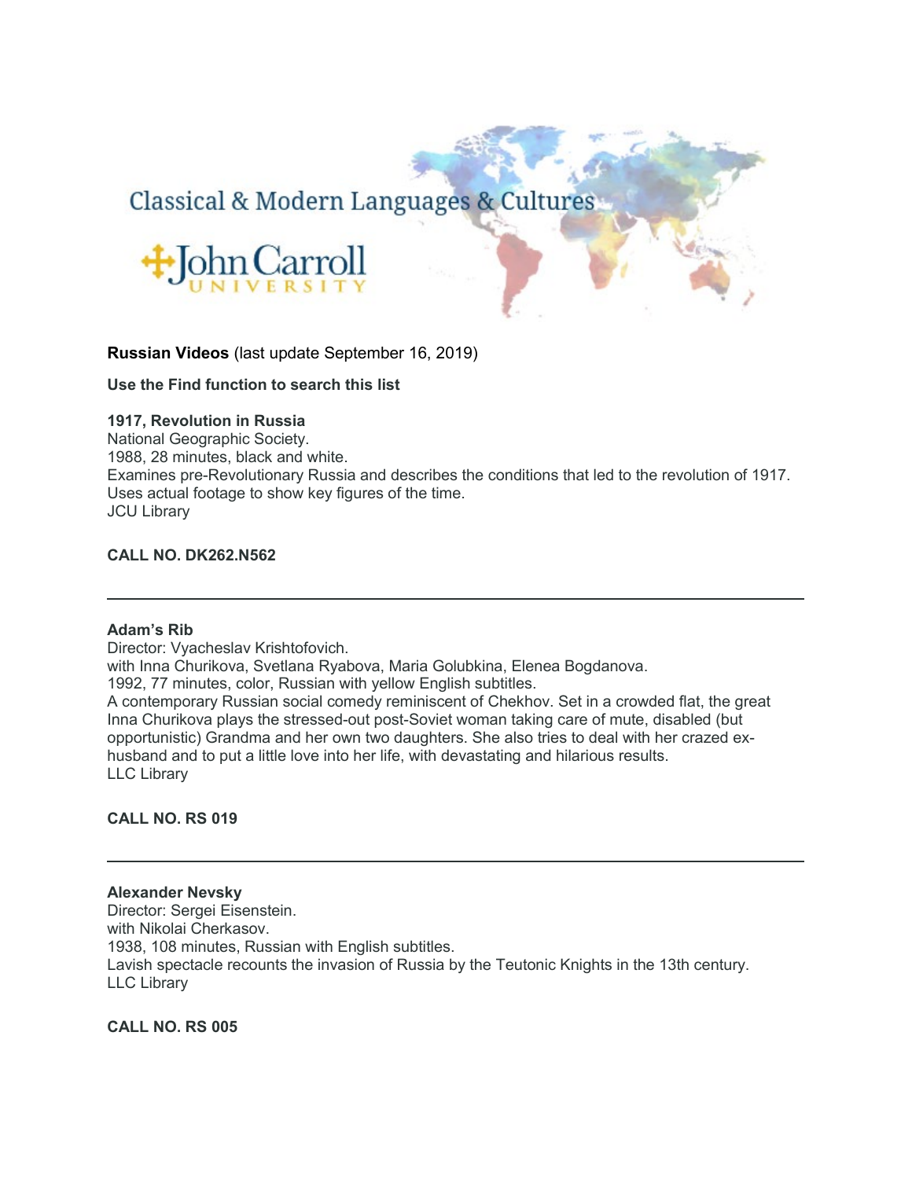Classical & Modern Languages & Cultures

John Carroll University

**Russian Videos** (last update September 16, 2019)

**Use the Find function to search this list**

**1917, Revolution in Russia**
National Geographic Society.
1988, 28 minutes, black and white.
Examines pre-Revolutionary Russia and describes the conditions that led to the revolution of 1917. Uses actual footage to show key figures of the time.
JCU Library

**CALL NO. DK262.N562**

---

**Adam's Rib**
Director: Vyacheslav Krishtofovich.
with Inna Churikova, Svetlana Ryabova, Maria Golubkina, Elenea Bogdanova.
1992, 77 minutes, color, Russian with yellow English subtitles.
A contemporary Russian social comedy reminiscent of Chekhov. Set in a crowded flat, the great Inna Churikova plays the stressed-out post-Soviet woman taking care of mute, disabled (but opportunistic) Grandma and her own two daughters. She also tries to deal with her crazed ex-husband and to put a little love into her life, with devastating and hilarious results.
LLC Library

**CALL NO. RS 019**

---

**Alexander Nevsky**
Director: Sergei Eisenstein.
with Nikolai Cherkasov.
1938, 108 minutes, Russian with English subtitles.
Lavish spectacle recounts the invasion of Russia by the Teutonic Knights in the 13th century.
LLC Library

**CALL NO. RS 005**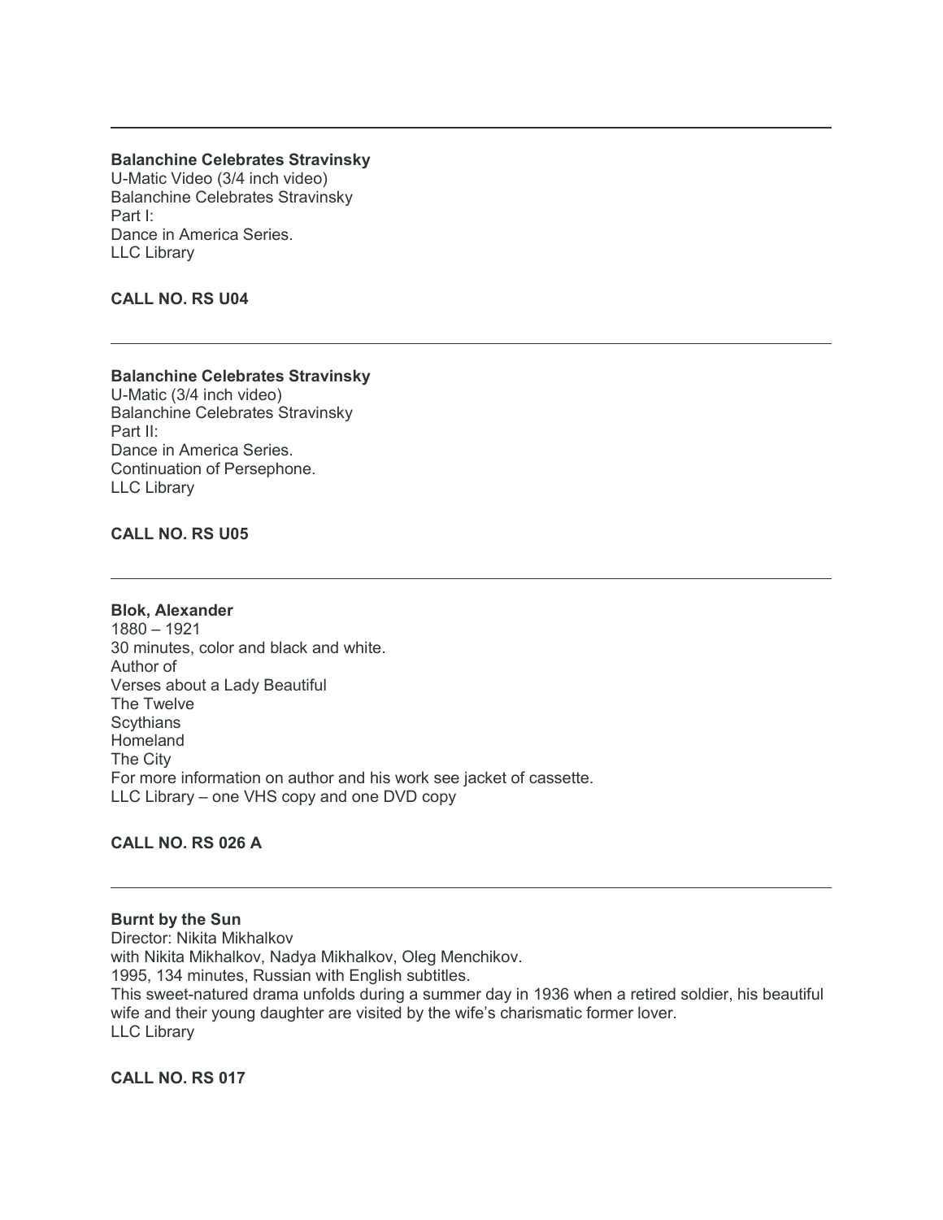---

**Balanchine Celebrates Stravinsky**
U-Matic Video (3/4 inch video)
Balanchine Celebrates Stravinsky
Part I:
Dance in America Series.
LLC Library

**CALL NO. RS U04**

---

**Balanchine Celebrates Stravinsky**
U-Matic (3/4 inch video)
Balanchine Celebrates Stravinsky
Part II:
Dance in America Series.
Continuation of Persephone.
LLC Library

**CALL NO. RS U05**

---

**Blok, Alexander**
1880 – 1921
30 minutes, color and black and white.
Author of
Verses about a Lady Beautiful
The Twelve
Scythians
Homeland
The City
For more information on author and his work see jacket of cassette.
LLC Library – one VHS copy and one DVD copy

**CALL NO. RS 026 A**

---

**Burnt by the Sun**
Director: Nikita Mikhalkov
with Nikita Mikhalkov, Nadya Mikhalkov, Oleg Menchikov.
1995, 134 minutes, Russian with English subtitles.
This sweet-natured drama unfolds during a summer day in 1936 when a retired soldier, his beautiful wife and their young daughter are visited by the wife's charismatic former lover.
LLC Library

**CALL NO. RS 017**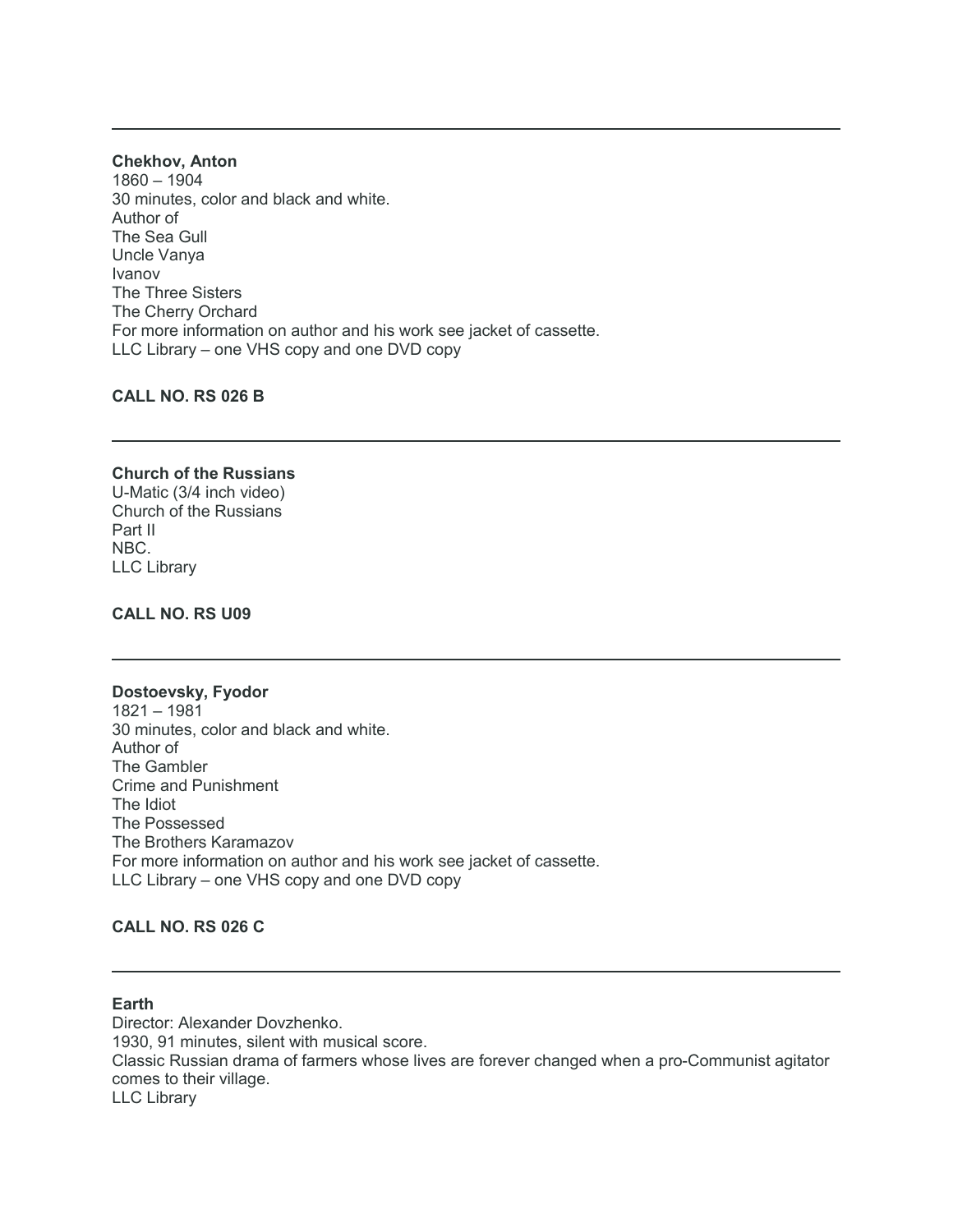---

**Chekhov, Anton**
1860 – 1904
30 minutes, color and black and white.
Author of
The Sea Gull
Uncle Vanya
Ivanov
The Three Sisters
The Cherry Orchard
For more information on author and his work see jacket of cassette.
LLC Library – one VHS copy and one DVD copy

**CALL NO. RS 026 B**

---

**Church of the Russians**
U-Matic (3/4 inch video)
Church of the Russians
Part II
NBC.
LLC Library

**CALL NO. RS U09**

---

**Dostoevsky, Fyodor**
1821 – 1981
30 minutes, color and black and white.
Author of
The Gambler
Crime and Punishment
The Idiot
The Possessed
The Brothers Karamazov
For more information on author and his work see jacket of cassette.
LLC Library – one VHS copy and one DVD copy

**CALL NO. RS 026 C**

---

**Earth**
Director: Alexander Dovzhenko.
1930, 91 minutes, silent with musical score.
Classic Russian drama of farmers whose lives are forever changed when a pro-Communist agitator comes to their village.
LLC Library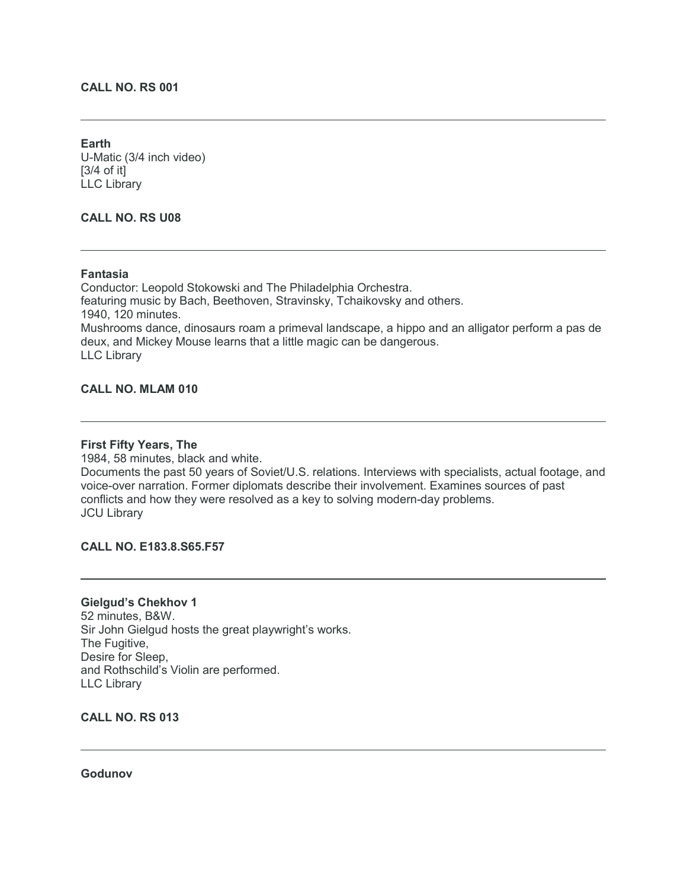**CALL NO. RS 001**

---

**Earth**
U-Matic (3/4 inch video)
[3/4 of it]
LLC Library

**CALL NO. RS U08**

---

**Fantasia**
Conductor: Leopold Stokowski and The Philadelphia Orchestra.
featuring music by Bach, Beethoven, Stravinsky, Tchaikovsky and others.
1940, 120 minutes.
Mushrooms dance, dinosaurs roam a primeval landscape, a hippo and an alligator perform a pas de deux, and Mickey Mouse learns that a little magic can be dangerous.
LLC Library

**CALL NO. MLAM 010**

---

**First Fifty Years, The**
1984, 58 minutes, black and white.
Documents the past 50 years of Soviet/U.S. relations. Interviews with specialists, actual footage, and voice-over narration. Former diplomats describe their involvement. Examines sources of past conflicts and how they were resolved as a key to solving modern-day problems.
JCU Library

**CALL NO. E183.8.S65.F57**

---

**Gielgud's Chekhov 1**
52 minutes, B&W.
Sir John Gielgud hosts the great playwright's works.
The Fugitive,
Desire for Sleep,
and Rothschild's Violin are performed.
LLC Library

**CALL NO. RS 013**

---

**Godunov**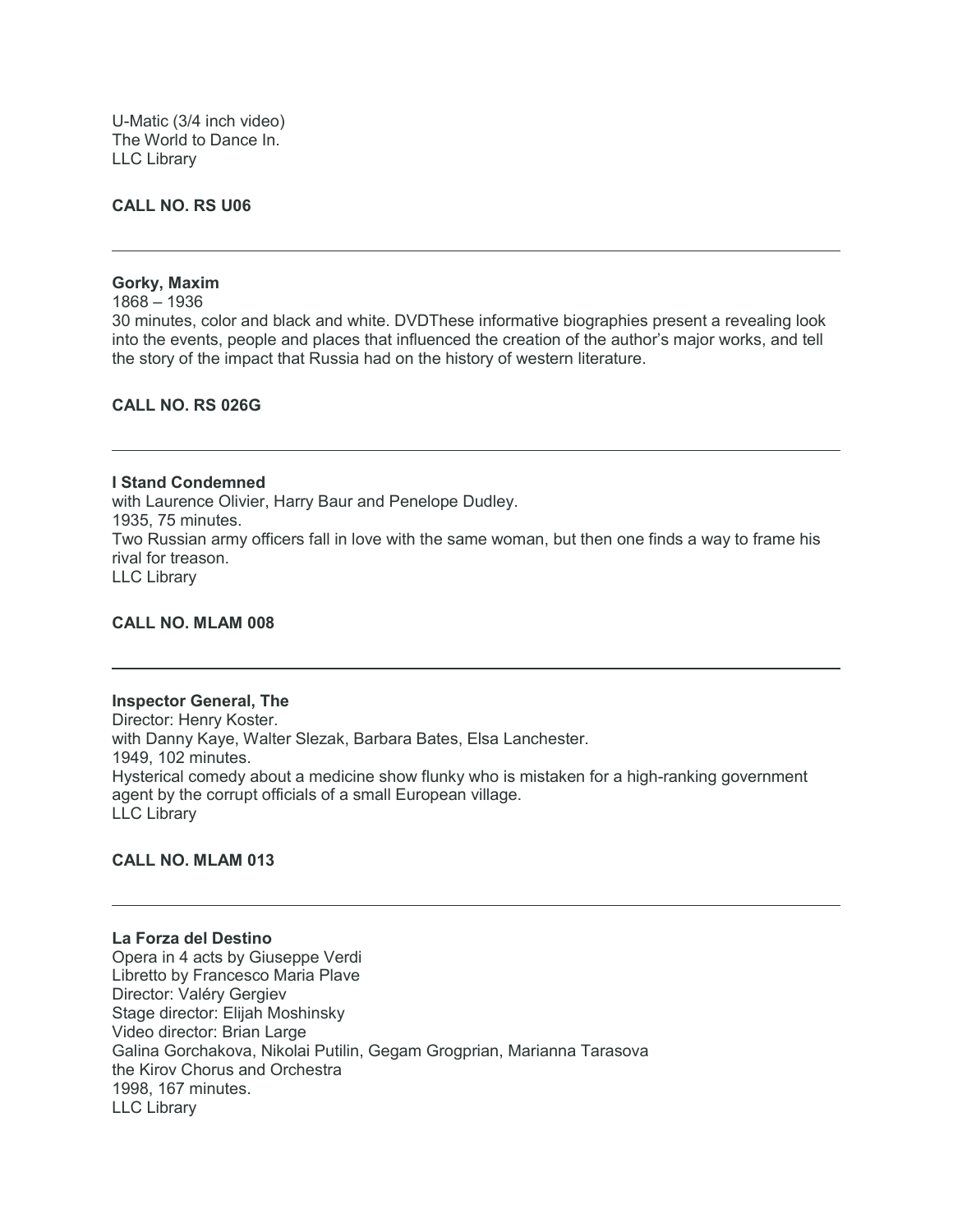U-Matic (3/4 inch video)
The World to Dance In.
LLC Library

**CALL NO. RS U06**

---

**Gorky, Maxim**
1868 – 1936
30 minutes, color and black and white. DVDThese informative biographies present a revealing look into the events, people and places that influenced the creation of the author's major works, and tell the story of the impact that Russia had on the history of western literature.

**CALL NO. RS 026G**

---

**I Stand Condemned**
with Laurence Olivier, Harry Baur and Penelope Dudley.
1935, 75 minutes.
Two Russian army officers fall in love with the same woman, but then one finds a way to frame his rival for treason.
LLC Library

**CALL NO. MLAM 008**

---

**Inspector General, The**
Director: Henry Koster.
with Danny Kaye, Walter Slezak, Barbara Bates, Elsa Lanchester.
1949, 102 minutes.
Hysterical comedy about a medicine show flunky who is mistaken for a high-ranking government agent by the corrupt officials of a small European village.
LLC Library

**CALL NO. MLAM 013**

---

**La Forza del Destino**
Opera in 4 acts by Giuseppe Verdi
Libretto by Francesco Maria Plave
Director: Valéry Gergiev
Stage director: Elijah Moshinsky
Video director: Brian Large
Galina Gorchakova, Nikolai Putilin, Gegam Grogprian, Marianna Tarasova
the Kirov Chorus and Orchestra
1998, 167 minutes.
LLC Library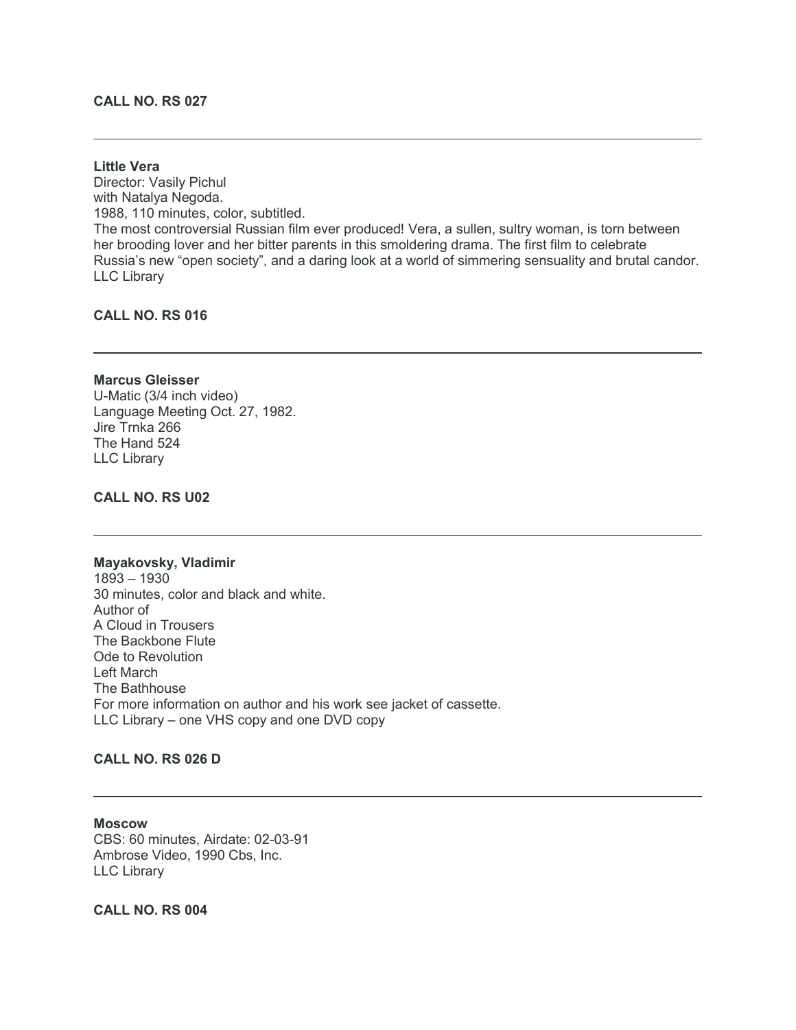**CALL NO. RS 027**

---

**Little Vera**
Director: Vasily Pichul
with Natalya Negoda.
1988, 110 minutes, color, subtitled.
The most controversial Russian film ever produced! Vera, a sullen, sultry woman, is torn between her brooding lover and her bitter parents in this smoldering drama. The first film to celebrate Russia's new "open society", and a daring look at a world of simmering sensuality and brutal candor.
LLC Library

**CALL NO. RS 016**

---

**Marcus Gleisser**
U-Matic (3/4 inch video)
Language Meeting Oct. 27, 1982.
Jire Trnka 266
The Hand 524
LLC Library

**CALL NO. RS U02**

---

**Mayakovsky, Vladimir**
1893 – 1930
30 minutes, color and black and white.
Author of
A Cloud in Trousers
The Backbone Flute
Ode to Revolution
Left March
The Bathhouse
For more information on author and his work see jacket of cassette.
LLC Library – one VHS copy and one DVD copy

**CALL NO. RS 026 D**

---

**Moscow**
CBS: 60 minutes, Airdate: 02-03-91
Ambrose Video, 1990 Cbs, Inc.
LLC Library

**CALL NO. RS 004**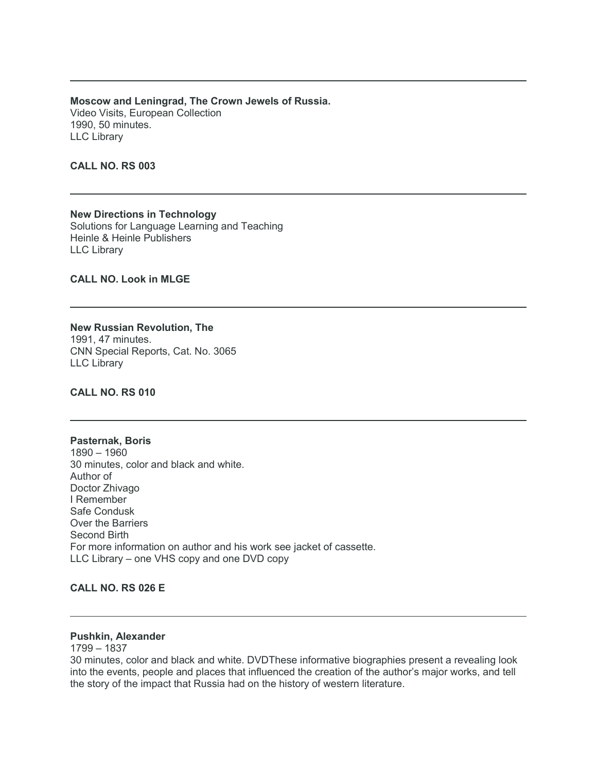---

**Moscow and Leningrad, The Crown Jewels of Russia.**
Video Visits, European Collection
1990, 50 minutes.
LLC Library

**CALL NO. RS 003**

---

**New Directions in Technology**
Solutions for Language Learning and Teaching
Heinle & Heinle Publishers
LLC Library

**CALL NO. Look in MLGE**

---

**New Russian Revolution, The**
1991, 47 minutes.
CNN Special Reports, Cat. No. 3065
LLC Library

**CALL NO. RS 010**

---

**Pasternak, Boris**
1890 – 1960
30 minutes, color and black and white.
Author of
Doctor Zhivago
I Remember
Safe Condusk
Over the Barriers
Second Birth
For more information on author and his work see jacket of cassette.
LLC Library – one VHS copy and one DVD copy

**CALL NO. RS 026 E**

---

**Pushkin, Alexander**
1799 – 1837
30 minutes, color and black and white. DVDThese informative biographies present a revealing look into the events, people and places that influenced the creation of the author's major works, and tell the story of the impact that Russia had on the history of western literature.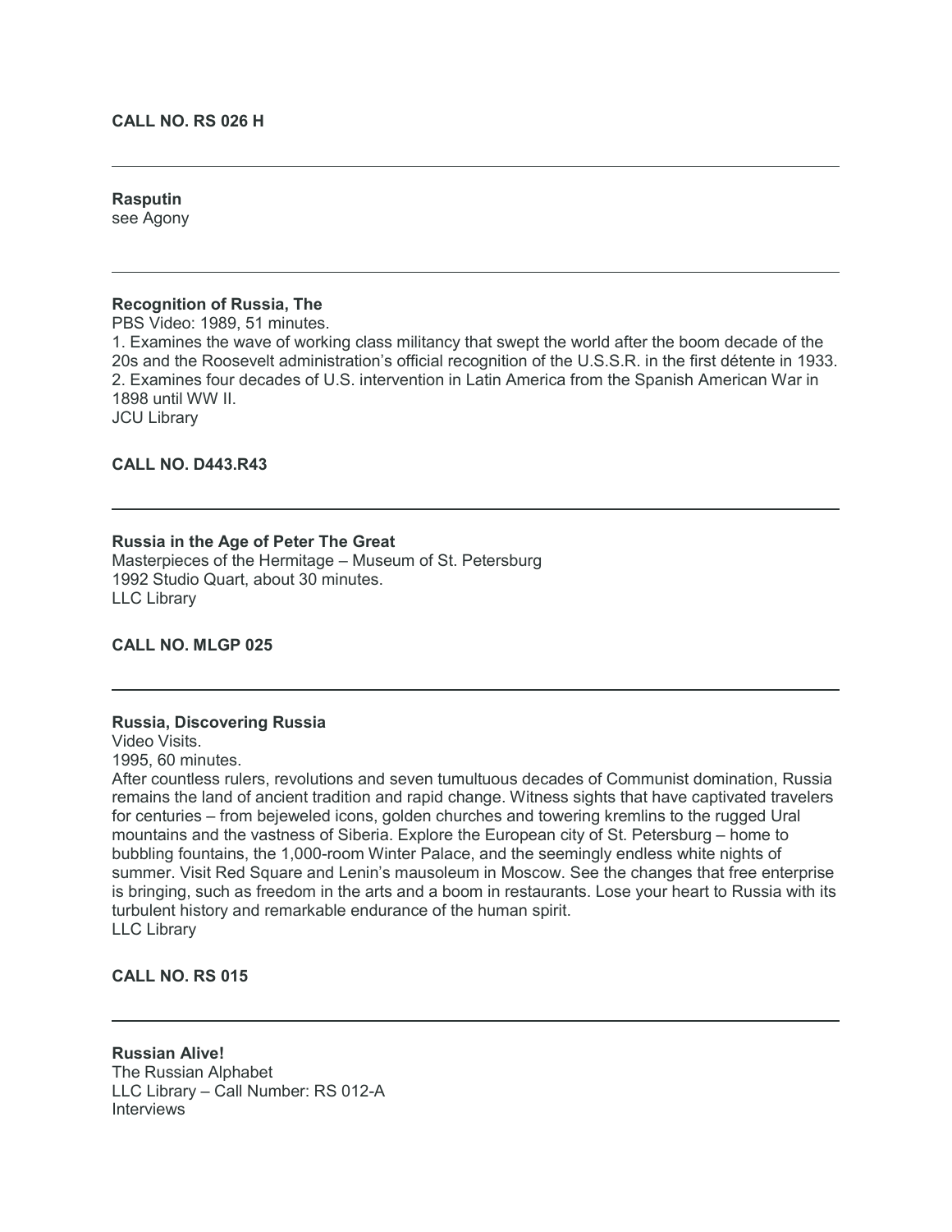**CALL NO. RS 026 H**

---

**Rasputin**
see Agony

---

**Recognition of Russia, The**
PBS Video: 1989, 51 minutes.
1. Examines the wave of working class militancy that swept the world after the boom decade of the 20s and the Roosevelt administration's official recognition of the U.S.S.R. in the first détente in 1933.
2. Examines four decades of U.S. intervention in Latin America from the Spanish American War in 1898 until WW II.
JCU Library

**CALL NO. D443.R43**

---

**Russia in the Age of Peter The Great**
Masterpieces of the Hermitage – Museum of St. Petersburg
1992 Studio Quart, about 30 minutes.
LLC Library

**CALL NO. MLGP 025**

---

**Russia, Discovering Russia**
Video Visits.
1995, 60 minutes.
After countless rulers, revolutions and seven tumultuous decades of Communist domination, Russia remains the land of ancient tradition and rapid change. Witness sights that have captivated travelers for centuries – from bejeweled icons, golden churches and towering kremlins to the rugged Ural mountains and the vastness of Siberia. Explore the European city of St. Petersburg – home to bubbling fountains, the 1,000-room Winter Palace, and the seemingly endless white nights of summer. Visit Red Square and Lenin's mausoleum in Moscow. See the changes that free enterprise is bringing, such as freedom in the arts and a boom in restaurants. Lose your heart to Russia with its turbulent history and remarkable endurance of the human spirit.
LLC Library

**CALL NO. RS 015**

---

**Russian Alive!**
The Russian Alphabet
LLC Library – Call Number: RS 012-A
Interviews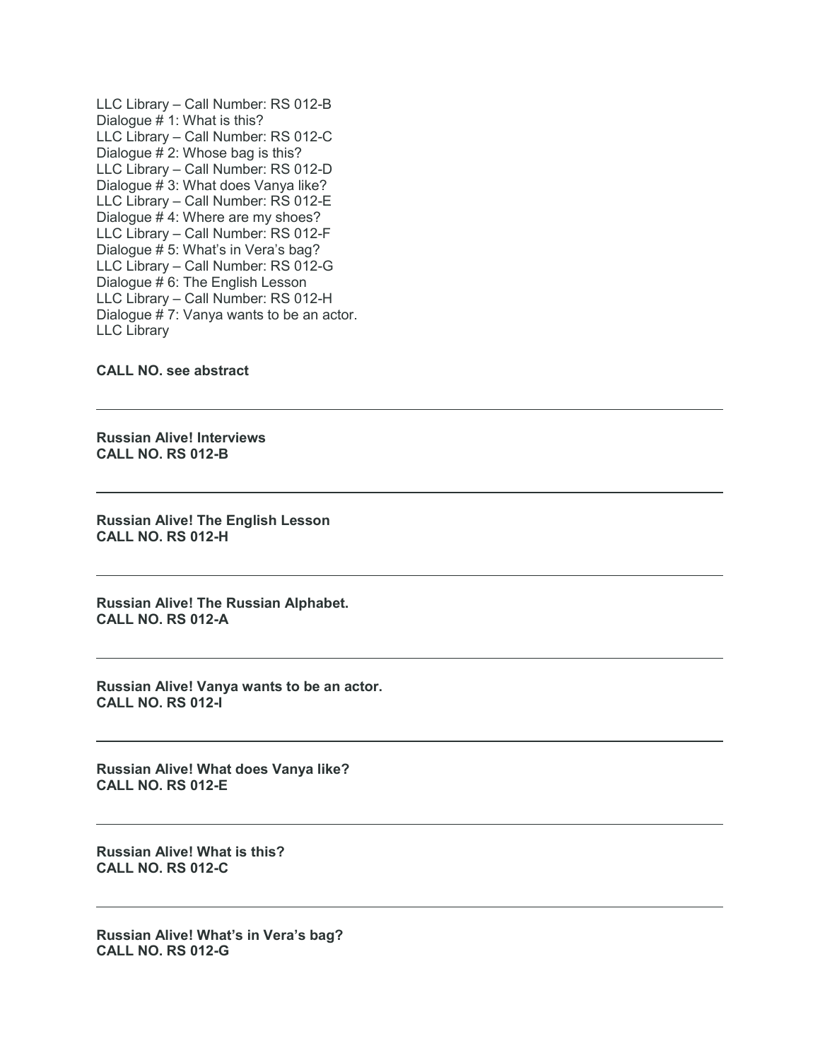LLC Library – Call Number: RS 012-B
Dialogue # 1: What is this?
LLC Library – Call Number: RS 012-C
Dialogue # 2: Whose bag is this?
LLC Library – Call Number: RS 012-D
Dialogue # 3: What does Vanya like?
LLC Library – Call Number: RS 012-E
Dialogue # 4: Where are my shoes?
LLC Library – Call Number: RS 012-F
Dialogue # 5: What's in Vera's bag?
LLC Library – Call Number: RS 012-G
Dialogue # 6: The English Lesson
LLC Library – Call Number: RS 012-H
Dialogue # 7: Vanya wants to be an actor.
LLC Library

**CALL NO. see abstract**

---

**Russian Alive! Interviews**
**CALL NO. RS 012-B**

---

**Russian Alive! The English Lesson**
**CALL NO. RS 012-H**

---

**Russian Alive! The Russian Alphabet.**
**CALL NO. RS 012-A**

---

**Russian Alive! Vanya wants to be an actor.**
**CALL NO. RS 012-I**

---

**Russian Alive! What does Vanya like?**
**CALL NO. RS 012-E**

---

**Russian Alive! What is this?**
**CALL NO. RS 012-C**

---

**Russian Alive! What's in Vera's bag?**
**CALL NO. RS 012-G**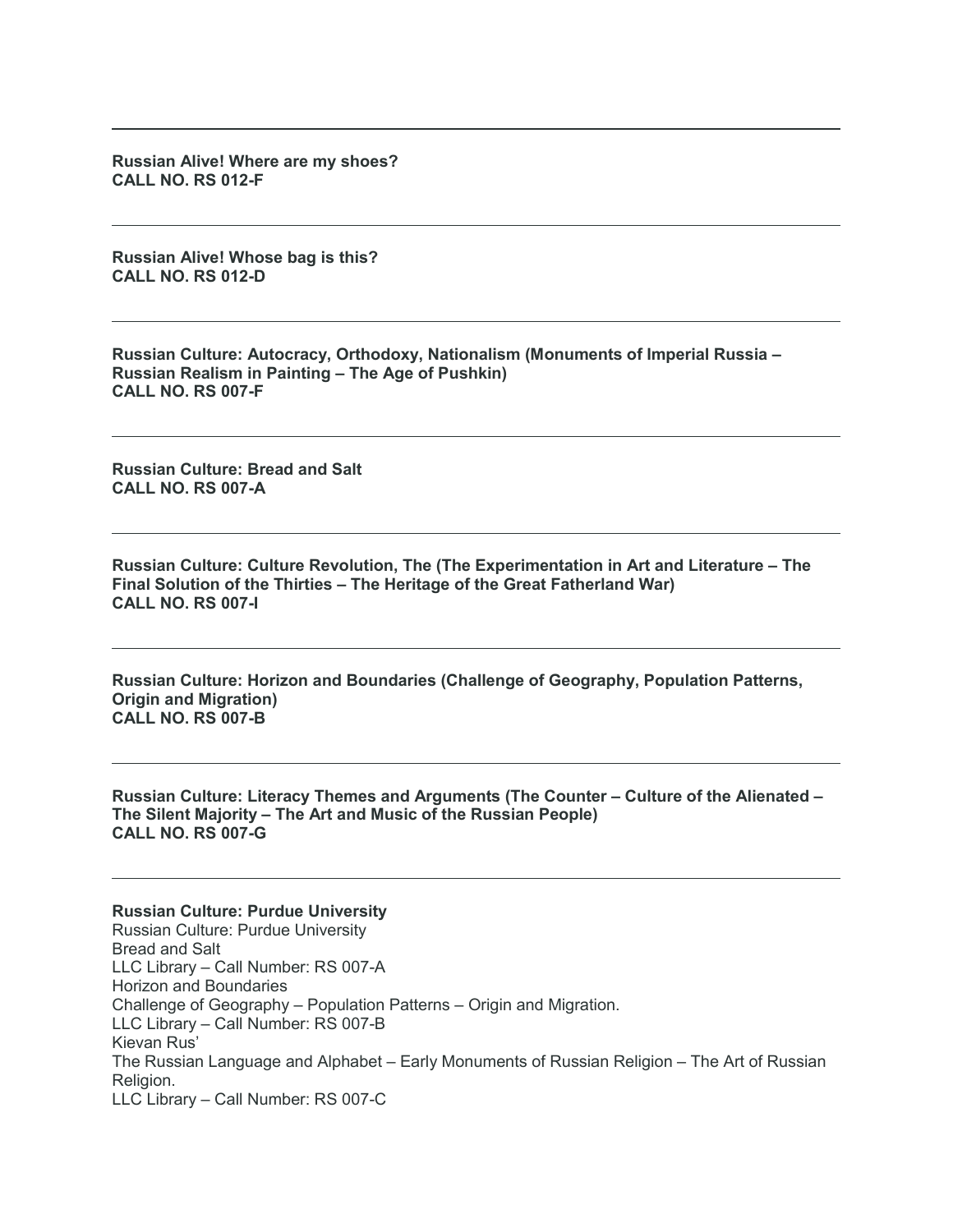---

**Russian Alive! Where are my shoes?**
**CALL NO. RS 012-F**

---

**Russian Alive! Whose bag is this?**
**CALL NO. RS 012-D**

---

**Russian Culture: Autocracy, Orthodoxy, Nationalism (Monuments of Imperial Russia – Russian Realism in Painting – The Age of Pushkin)**
**CALL NO. RS 007-F**

---

**Russian Culture: Bread and Salt**
**CALL NO. RS 007-A**

---

**Russian Culture: Culture Revolution, The (The Experimentation in Art and Literature – The Final Solution of the Thirties – The Heritage of the Great Fatherland War)**
**CALL NO. RS 007-I**

---

**Russian Culture: Horizon and Boundaries (Challenge of Geography, Population Patterns, Origin and Migration)**
**CALL NO. RS 007-B**

---

**Russian Culture: Literacy Themes and Arguments (The Counter – Culture of the Alienated – The Silent Majority – The Art and Music of the Russian People)**
**CALL NO. RS 007-G**

---

**Russian Culture: Purdue University**
Russian Culture: Purdue University
Bread and Salt
LLC Library – Call Number: RS 007-A
Horizon and Boundaries
Challenge of Geography – Population Patterns – Origin and Migration.
LLC Library – Call Number: RS 007-B
Kievan Rus'
The Russian Language and Alphabet – Early Monuments of Russian Religion – The Art of Russian Religion.
LLC Library – Call Number: RS 007-C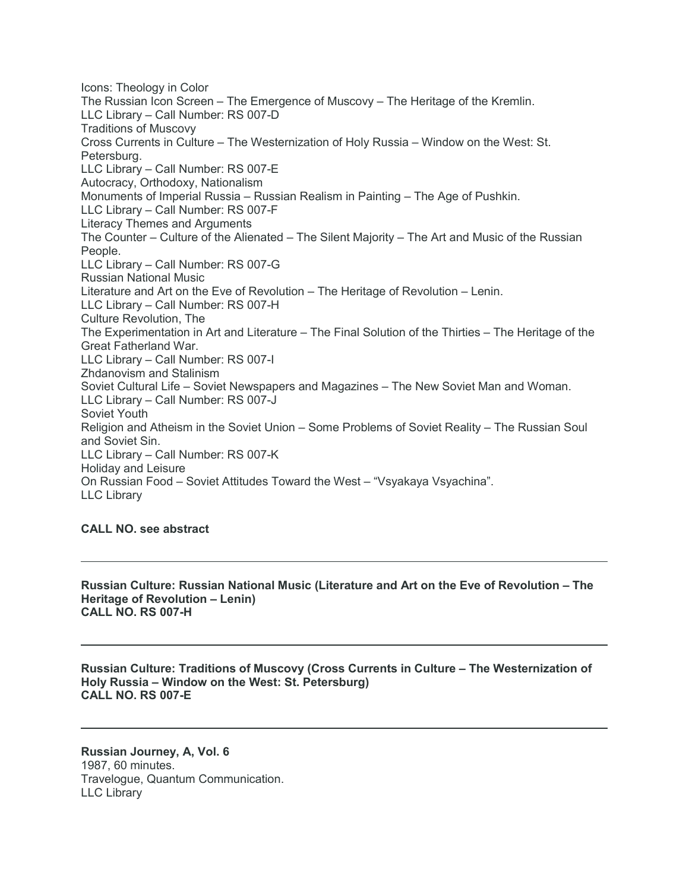Icons: Theology in Color
The Russian Icon Screen – The Emergence of Muscovy – The Heritage of the Kremlin.
LLC Library – Call Number: RS 007-D
Traditions of Muscovy
Cross Currents in Culture – The Westernization of Holy Russia – Window on the West: St. Petersburg.
LLC Library – Call Number: RS 007-E
Autocracy, Orthodoxy, Nationalism
Monuments of Imperial Russia – Russian Realism in Painting – The Age of Pushkin.
LLC Library – Call Number: RS 007-F
Literacy Themes and Arguments
The Counter – Culture of the Alienated – The Silent Majority – The Art and Music of the Russian People.
LLC Library – Call Number: RS 007-G
Russian National Music
Literature and Art on the Eve of Revolution – The Heritage of Revolution – Lenin.
LLC Library – Call Number: RS 007-H
Culture Revolution, The
The Experimentation in Art and Literature – The Final Solution of the Thirties – The Heritage of the Great Fatherland War.
LLC Library – Call Number: RS 007-I
Zhdanovism and Stalinism
Soviet Cultural Life – Soviet Newspapers and Magazines – The New Soviet Man and Woman.
LLC Library – Call Number: RS 007-J
Soviet Youth
Religion and Atheism in the Soviet Union – Some Problems of Soviet Reality – The Russian Soul and Soviet Sin.
LLC Library – Call Number: RS 007-K
Holiday and Leisure
On Russian Food – Soviet Attitudes Toward the West – "Vsyakaya Vsyachina".
LLC Library

**CALL NO. see abstract**

---

**Russian Culture: Russian National Music (Literature and Art on the Eve of Revolution – The Heritage of Revolution – Lenin)**
**CALL NO. RS 007-H**

---

**Russian Culture: Traditions of Muscovy (Cross Currents in Culture – The Westernization of Holy Russia – Window on the West: St. Petersburg)**
**CALL NO. RS 007-E**

---

**Russian Journey, A, Vol. 6**
1987, 60 minutes.
Travelogue, Quantum Communication.
LLC Library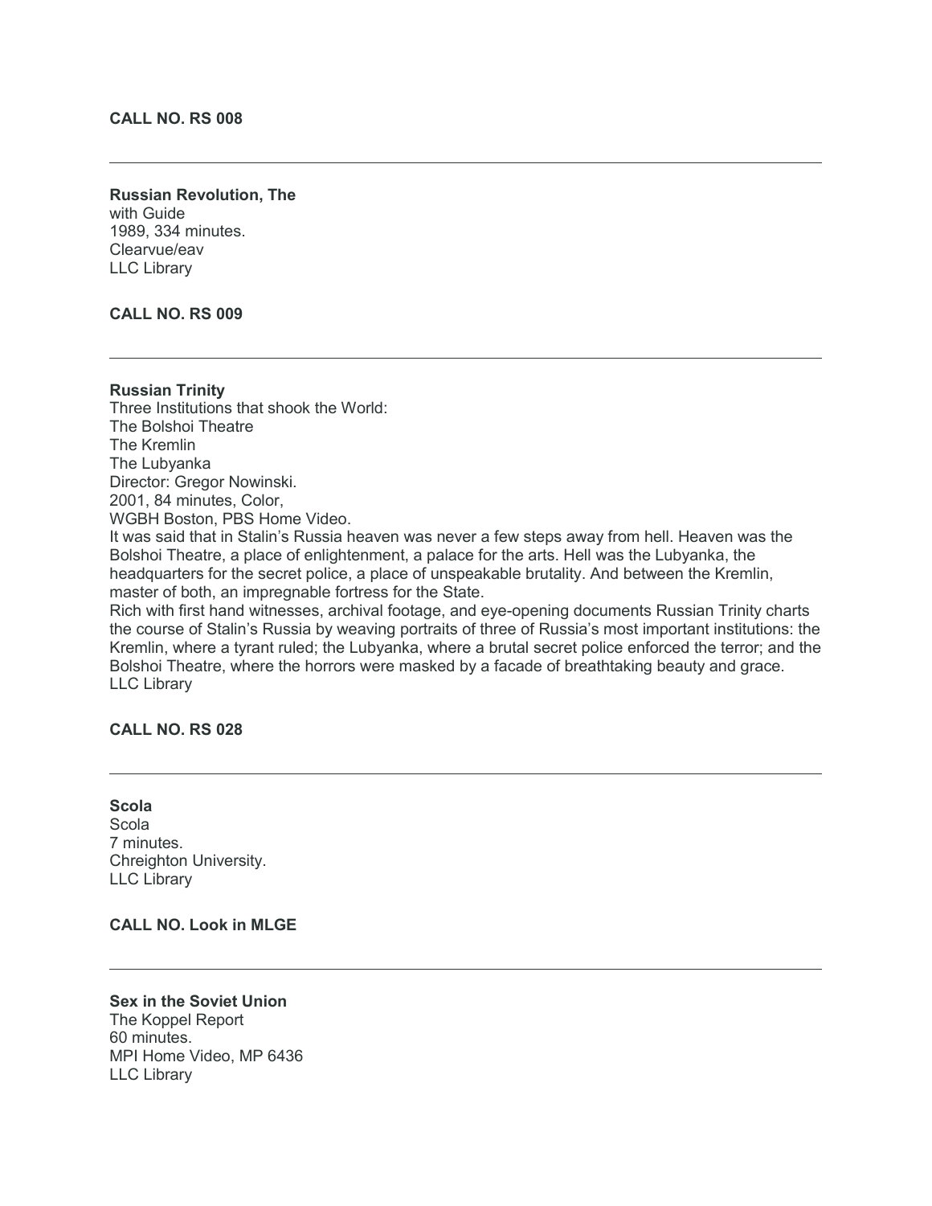**CALL NO. RS 008**

---

**Russian Revolution, The**
with Guide
1989, 334 minutes.
Clearvue/eav
LLC Library

**CALL NO. RS 009**

---

**Russian Trinity**
Three Institutions that shook the World:
The Bolshoi Theatre
The Kremlin
The Lubyanka
Director: Gregor Nowinski.
2001, 84 minutes, Color,
WGBH Boston, PBS Home Video.
It was said that in Stalin's Russia heaven was never a few steps away from hell. Heaven was the Bolshoi Theatre, a place of enlightenment, a palace for the arts. Hell was the Lubyanka, the headquarters for the secret police, a place of unspeakable brutality. And between the Kremlin, master of both, an impregnable fortress for the State.
Rich with first hand witnesses, archival footage, and eye-opening documents Russian Trinity charts the course of Stalin's Russia by weaving portraits of three of Russia's most important institutions: the Kremlin, where a tyrant ruled; the Lubyanka, where a brutal secret police enforced the terror; and the Bolshoi Theatre, where the horrors were masked by a facade of breathtaking beauty and grace.
LLC Library

**CALL NO. RS 028**

---

**Scola**
Scola
7 minutes.
Chreighton University.
LLC Library

**CALL NO. Look in MLGE**

---

**Sex in the Soviet Union**
The Koppel Report
60 minutes.
MPI Home Video, MP 6436
LLC Library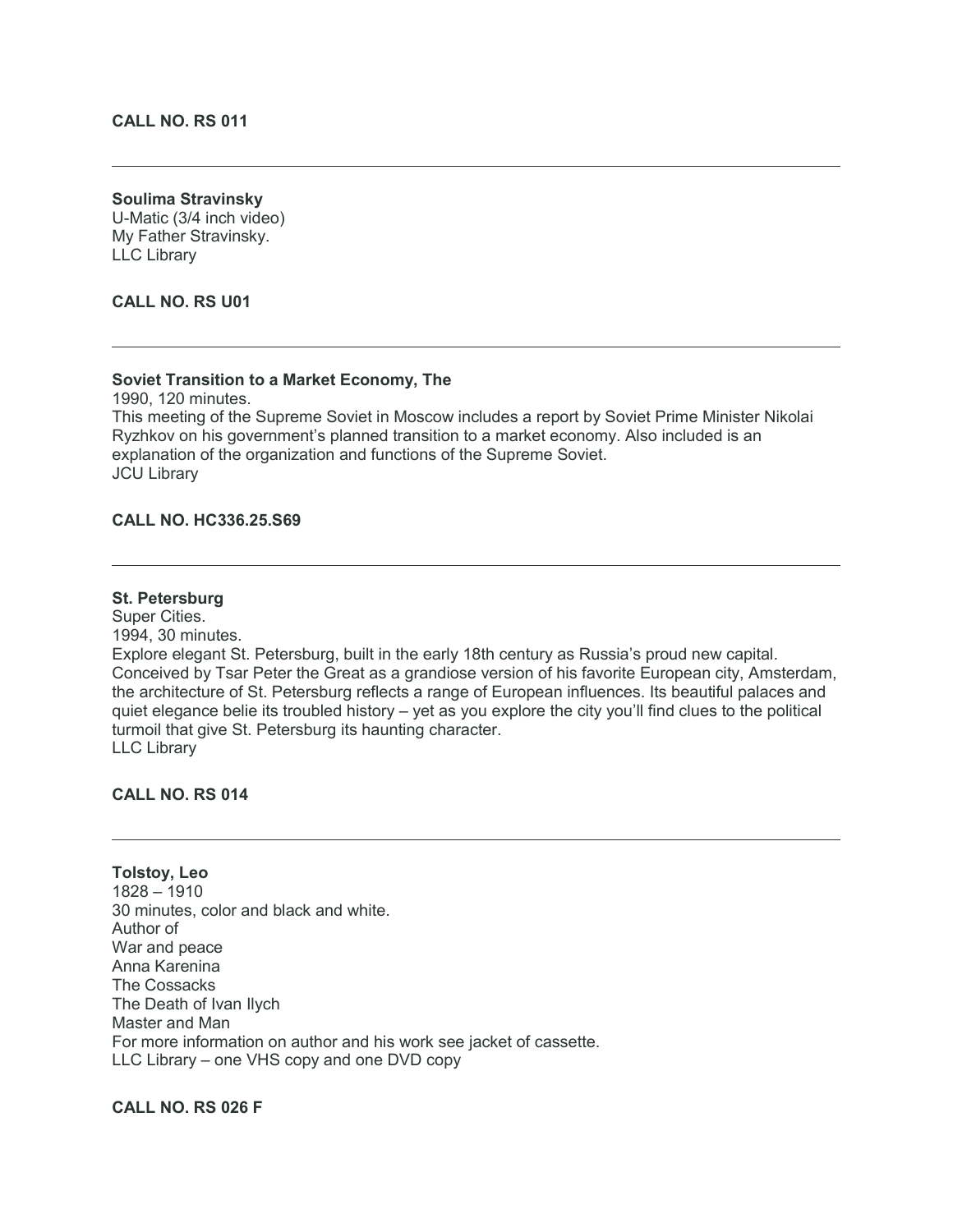**CALL NO. RS 011**

---

**Soulima Stravinsky**
U-Matic (3/4 inch video)
My Father Stravinsky.
LLC Library

**CALL NO. RS U01**

---

**Soviet Transition to a Market Economy, The**
1990, 120 minutes.
This meeting of the Supreme Soviet in Moscow includes a report by Soviet Prime Minister Nikolai Ryzhkov on his government's planned transition to a market economy. Also included is an explanation of the organization and functions of the Supreme Soviet.
JCU Library

**CALL NO. HC336.25.S69**

---

**St. Petersburg**
Super Cities.
1994, 30 minutes.
Explore elegant St. Petersburg, built in the early 18th century as Russia's proud new capital. Conceived by Tsar Peter the Great as a grandiose version of his favorite European city, Amsterdam, the architecture of St. Petersburg reflects a range of European influences. Its beautiful palaces and quiet elegance belie its troubled history – yet as you explore the city you'll find clues to the political turmoil that give St. Petersburg its haunting character.
LLC Library

**CALL NO. RS 014**

---

**Tolstoy, Leo**
1828 – 1910
30 minutes, color and black and white.
Author of
War and peace
Anna Karenina
The Cossacks
The Death of Ivan Ilych
Master and Man
For more information on author and his work see jacket of cassette.
LLC Library – one VHS copy and one DVD copy

**CALL NO. RS 026 F**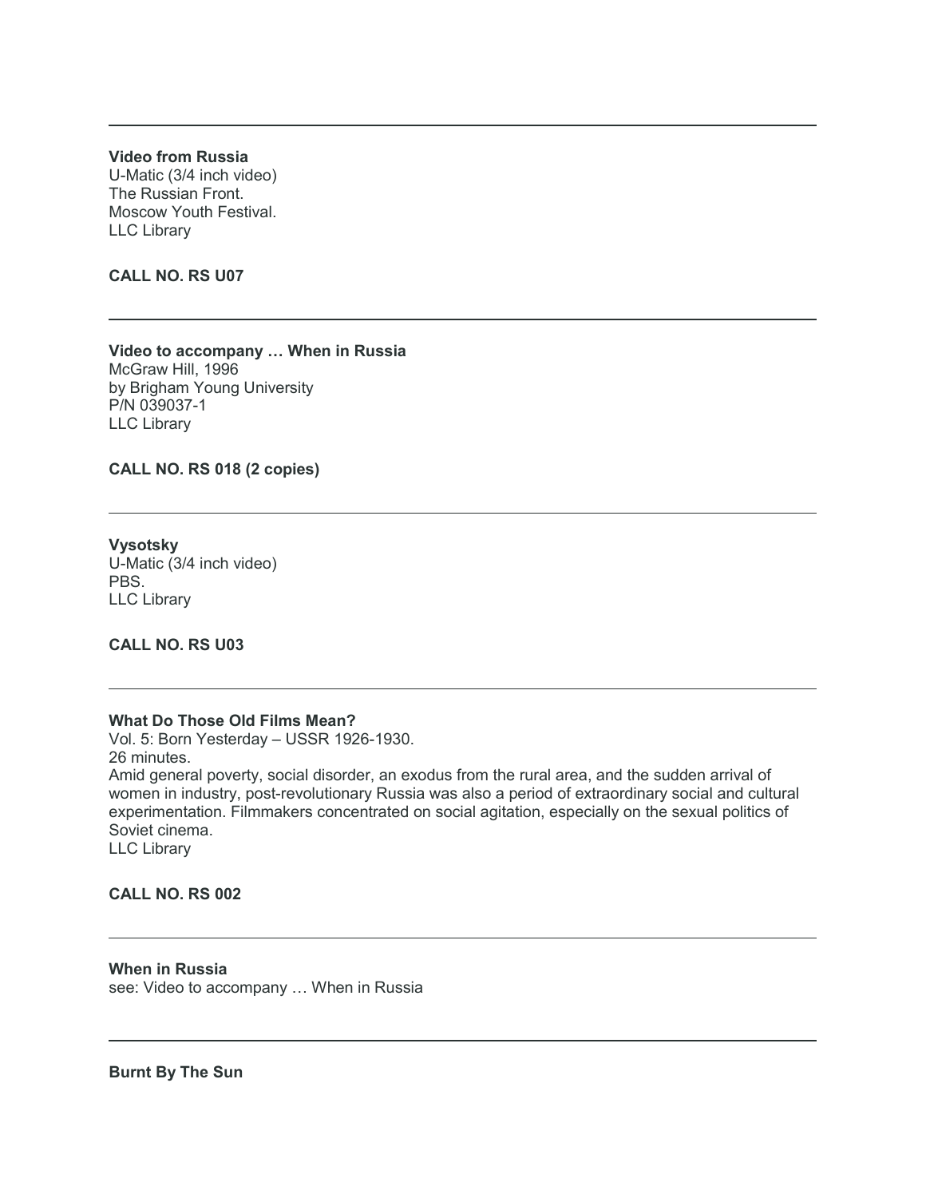---

**Video from Russia**
U-Matic (3/4 inch video)
The Russian Front.
Moscow Youth Festival.
LLC Library

**CALL NO. RS U07**

---

**Video to accompany … When in Russia**
McGraw Hill, 1996
by Brigham Young University
P/N 039037-1
LLC Library

**CALL NO. RS 018 (2 copies)**

---

**Vysotsky**
U-Matic (3/4 inch video)
PBS.
LLC Library

**CALL NO. RS U03**

---

**What Do Those Old Films Mean?**
Vol. 5: Born Yesterday – USSR 1926-1930.
26 minutes.
Amid general poverty, social disorder, an exodus from the rural area, and the sudden arrival of women in industry, post-revolutionary Russia was also a period of extraordinary social and cultural experimentation. Filmmakers concentrated on social agitation, especially on the sexual politics of Soviet cinema.
LLC Library

**CALL NO. RS 002**

---

**When in Russia**
see: Video to accompany … When in Russia

---

**Burnt By The Sun**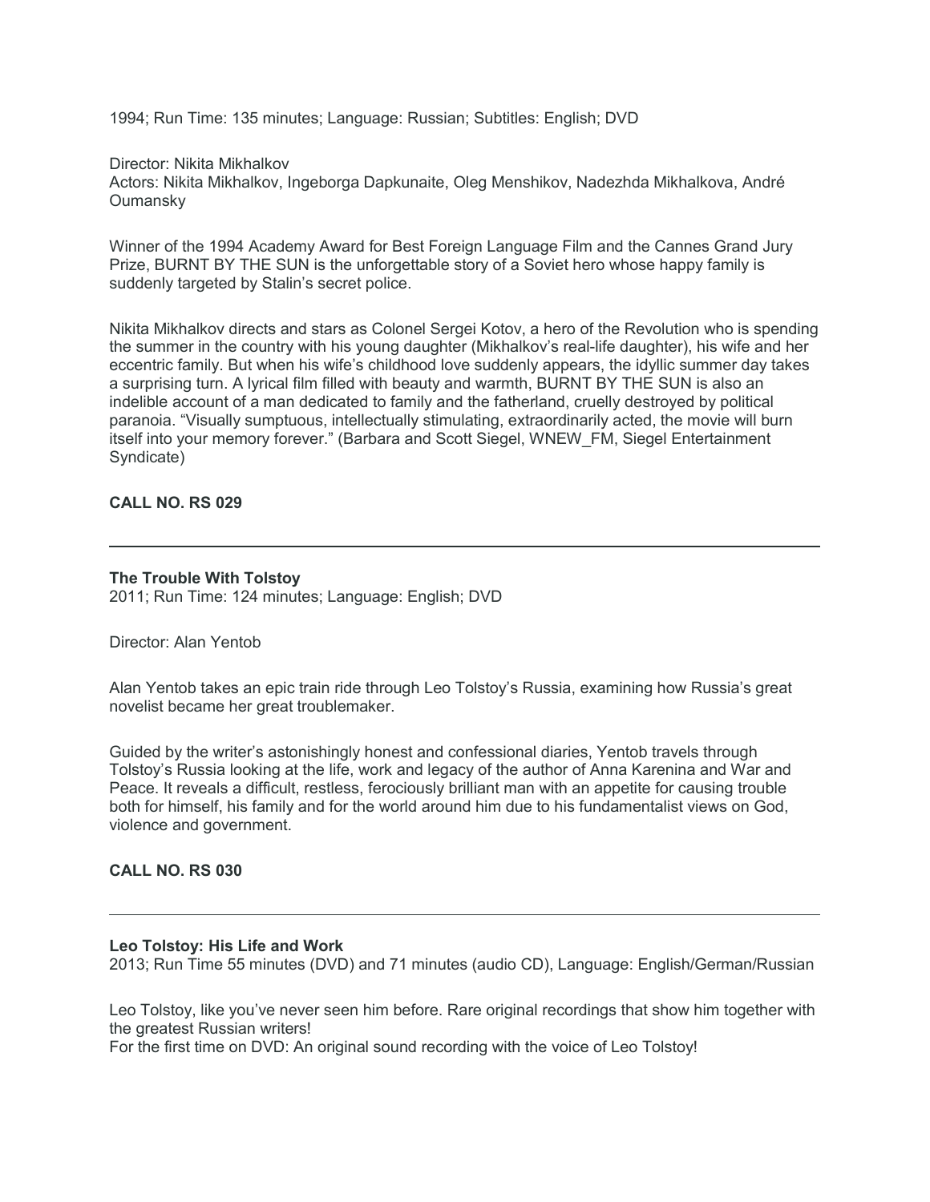1994; Run Time: 135 minutes; Language: Russian; Subtitles: English; DVD

Director: Nikita Mikhalkov
Actors: Nikita Mikhalkov, Ingeborga Dapkunaite, Oleg Menshikov, Nadezhda Mikhalkova, André Oumansky

Winner of the 1994 Academy Award for Best Foreign Language Film and the Cannes Grand Jury Prize, BURNT BY THE SUN is the unforgettable story of a Soviet hero whose happy family is suddenly targeted by Stalin's secret police.

Nikita Mikhalkov directs and stars as Colonel Sergei Kotov, a hero of the Revolution who is spending the summer in the country with his young daughter (Mikhalkov's real-life daughter), his wife and her eccentric family. But when his wife's childhood love suddenly appears, the idyllic summer day takes a surprising turn. A lyrical film filled with beauty and warmth, BURNT BY THE SUN is also an indelible account of a man dedicated to family and the fatherland, cruelly destroyed by political paranoia. "Visually sumptuous, intellectually stimulating, extraordinarily acted, the movie will burn itself into your memory forever." (Barbara and Scott Siegel, WNEW_FM, Siegel Entertainment Syndicate)

**CALL NO. RS 029**

---

**The Trouble With Tolstoy**
2011; Run Time: 124 minutes; Language: English; DVD

Director: Alan Yentob

Alan Yentob takes an epic train ride through Leo Tolstoy's Russia, examining how Russia's great novelist became her great troublemaker.

Guided by the writer's astonishingly honest and confessional diaries, Yentob travels through Tolstoy's Russia looking at the life, work and legacy of the author of Anna Karenina and War and Peace. It reveals a difficult, restless, ferociously brilliant man with an appetite for causing trouble both for himself, his family and for the world around him due to his fundamentalist views on God, violence and government.

**CALL NO. RS 030**

---

**Leo Tolstoy: His Life and Work**
2013; Run Time 55 minutes (DVD) and 71 minutes (audio CD), Language: English/German/Russian

Leo Tolstoy, like you've never seen him before. Rare original recordings that show him together with the greatest Russian writers!
For the first time on DVD: An original sound recording with the voice of Leo Tolstoy!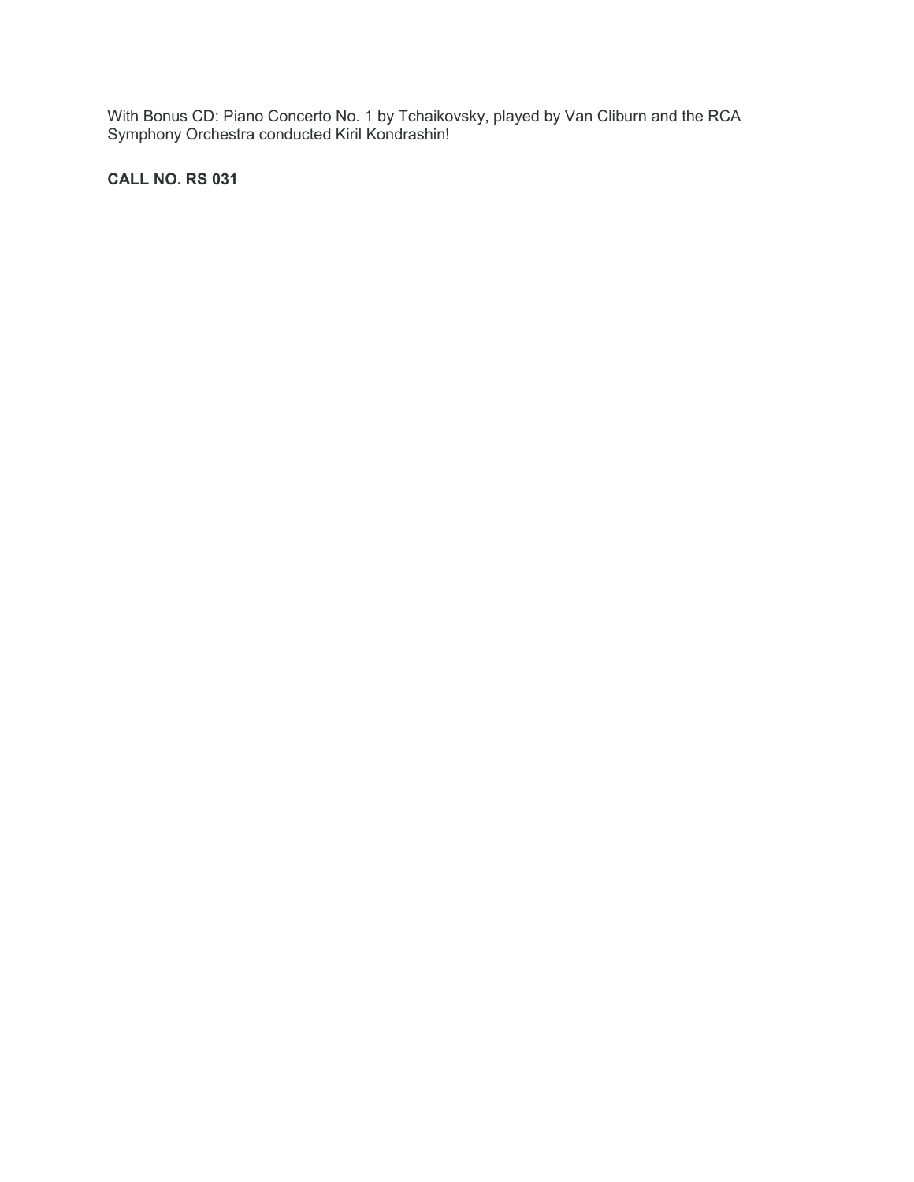With Bonus CD: Piano Concerto No. 1 by Tchaikovsky, played by Van Cliburn and the RCA Symphony Orchestra conducted Kiril Kondrashin!

**CALL NO. RS 031**